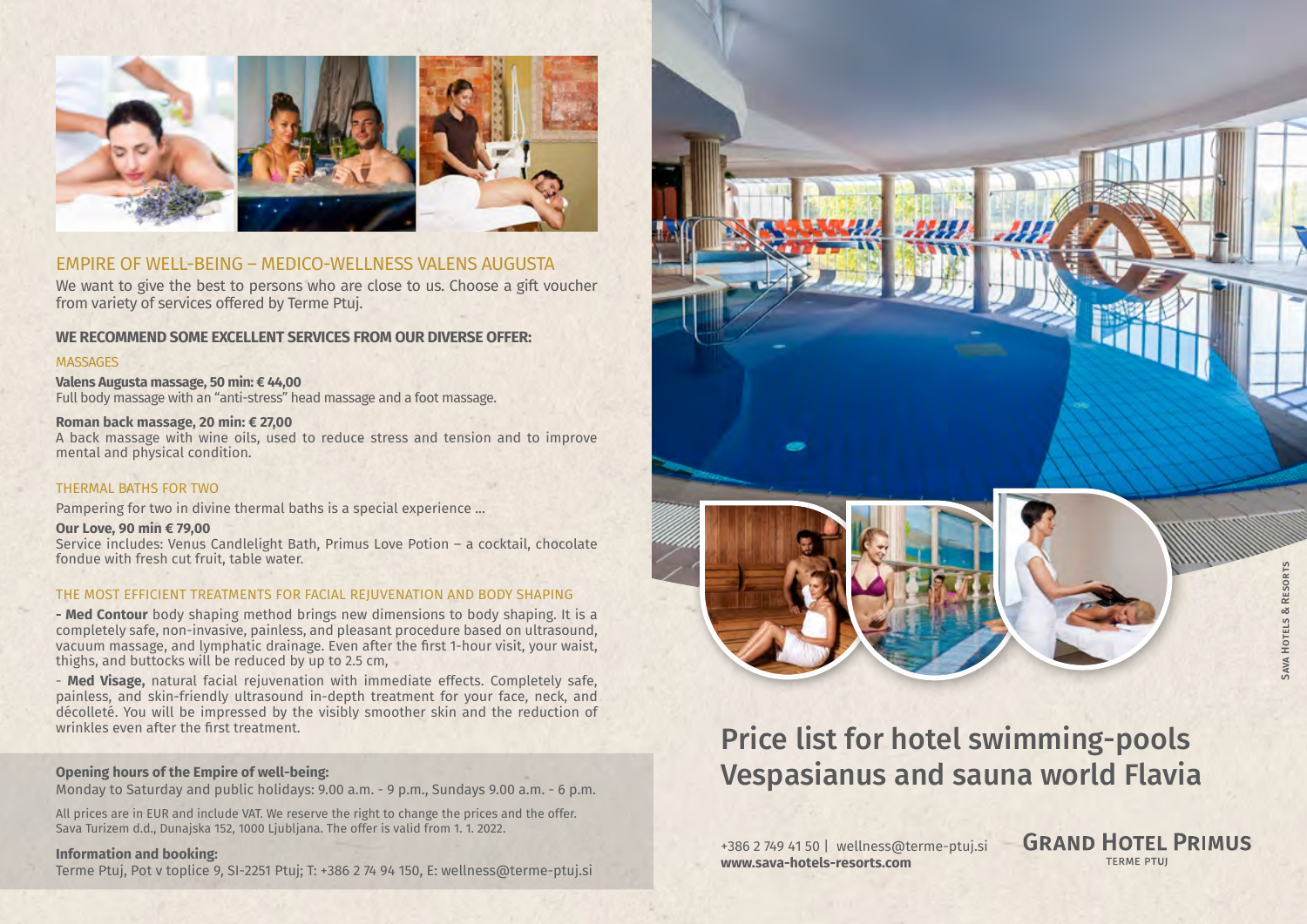## EMPIRE OF WELL-BEING – MEDICO-WELLNESS VALENS AUGUSTA

We want to give the best to persons who are close to us. Choose a gift voucher from variety of services offered by Terme Ptuj.

**WE RECOMMEND SOME EXCELLENT SERVICES FROM OUR DIVERSE OFFER:**

### MASSAGES

**Valens Augusta massage, 50 min: € 44,00**
Full body massage with an "anti-stress" head massage and a foot massage.

**Roman back massage, 20 min: € 27,00**
A back massage with wine oils, used to reduce stress and tension and to improve mental and physical condition.

### THERMAL BATHS FOR TWO

Pampering for two in divine thermal baths is a special experience ...

**Our Love, 90 min € 79,00**
Service includes: Venus Candlelight Bath, Primus Love Potion – a cocktail, chocolate fondue with fresh cut fruit, table water.

### THE MOST EFFICIENT TREATMENTS FOR FACIAL REJUVENATION AND BODY SHAPING

**- Med Contour** body shaping method brings new dimensions to body shaping. It is a completely safe, non-invasive, painless, and pleasant procedure based on ultrasound, vacuum massage, and lymphatic drainage. Even after the first 1-hour visit, your waist, thighs, and buttocks will be reduced by up to 2.5 cm,

- **Med Visage,** natural facial rejuvenation with immediate effects. Completely safe, painless, and skin-friendly ultrasound in-depth treatment for your face, neck, and décolleté. You will be impressed by the visibly smoother skin and the reduction of wrinkles even after the first treatment.

**Opening hours of the Empire of well-being:**
Monday to Saturday and public holidays: 9.00 a.m. - 9 p.m., Sundays 9.00 a.m. - 6 p.m.

All prices are in EUR and include VAT. We reserve the right to change the prices and the offer. Sava Turizem d.d., Dunajska 152, 1000 Ljubljana. The offer is valid from 1. 1. 2022.

**Information and booking:**
Terme Ptuj, Pot v toplice 9, SI-2251 Ptuj; T: +386 2 74 94 150, E: wellness@terme-ptuj.si

# Price list for hotel swimming-pools Vespasianus and sauna world Flavia

+386 2 749 41 50 | wellness@terme-ptuj.si
**www.sava-hotels-resorts.com**

GRAND HOTEL PRIMUS
TERME PTUJ

SAVA HOTELS & RESORTS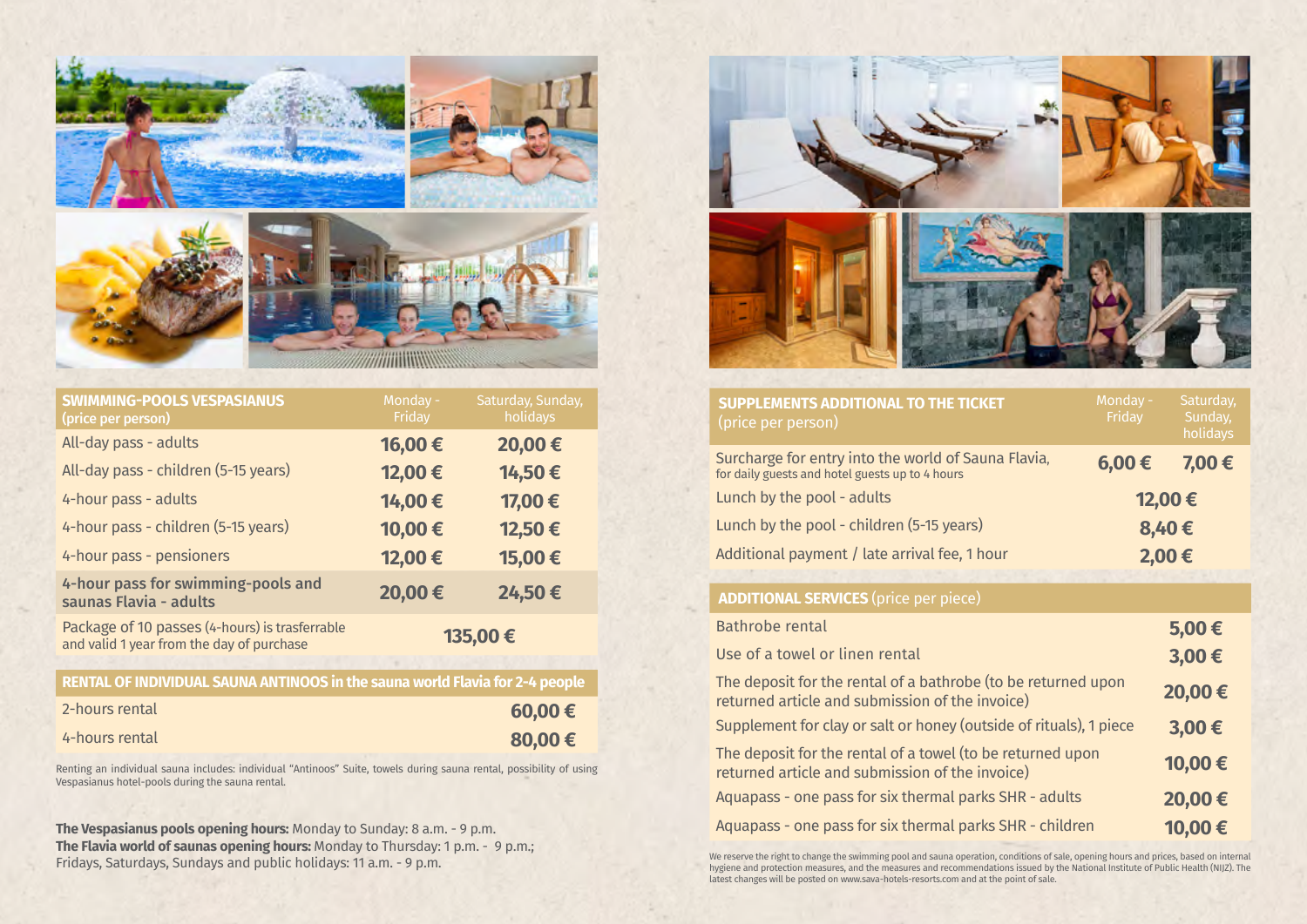| SWIMMING-POOLS VESPASIANUS (price per person) | Monday - Friday | Saturday, Sunday, holidays |
|---|---|---|
| All-day pass - adults | 16,00 € | 20,00 € |
| All-day pass - children (5-15 years) | 12,00 € | 14,50 € |
| 4-hour pass - adults | 14,00 € | 17,00 € |
| 4-hour pass - children (5-15 years) | 10,00 € | 12,50 € |
| 4-hour pass - pensioners | 12,00 € | 15,00 € |
| **4-hour pass for swimming-pools and saunas Flavia - adults** | 20,00 € | 24,50 € |
| Package of 10 passes (4-hours) is trasferrable and valid 1 year from the day of purchase | 135,00 € | |

| RENTAL OF INDIVIDUAL SAUNA ANTINOOS in the sauna world Flavia for 2-4 people | |
|---|---|
| 2-hours rental | 60,00 € |
| 4-hours rental | 80,00 € |

Renting an individual sauna includes: individual "Antinoos" Suite, towels during sauna rental, possibility of using Vespasianus hotel-pools during the sauna rental.

**The Vespasianus pools opening hours:** Monday to Sunday: 8 a.m. - 9 p.m.
**The Flavia world of saunas opening hours:** Monday to Thursday: 1 p.m. - 9 p.m.; Fridays, Saturdays, Sundays and public holidays: 11 a.m. - 9 p.m.

| SUPPLEMENTS ADDITIONAL TO THE TICKET (price per person) | Monday - Friday | Saturday, Sunday, holidays |
|---|---|---|
| Surcharge for entry into the world of Sauna Flavia, for daily guests and hotel guests up to 4 hours | 6,00 € | 7,00 € |
| Lunch by the pool - adults | 12,00 € | |
| Lunch by the pool - children (5-15 years) | 8,40 € | |
| Additional payment / late arrival fee, 1 hour | 2,00 € | |

| ADDITIONAL SERVICES (price per piece) | |
|---|---|
| Bathrobe rental | 5,00 € |
| Use of a towel or linen rental | 3,00 € |
| The deposit for the rental of a bathrobe (to be returned upon returned article and submission of the invoice) | 20,00 € |
| Supplement for clay or salt or honey (outside of rituals), 1 piece | 3,00 € |
| The deposit for the rental of a towel (to be returned upon returned article and submission of the invoice) | 10,00 € |
| Aquapass - one pass for six thermal parks SHR - adults | 20,00 € |
| Aquapass - one pass for six thermal parks SHR - children | 10,00 € |

We reserve the right to change the swimming pool and sauna operation, conditions of sale, opening hours and prices, based on internal hygiene and protection measures, and the measures and recommendations issued by the National Institute of Public Health (NIJZ). The latest changes will be posted on www.sava-hotels-resorts.com and at the point of sale.